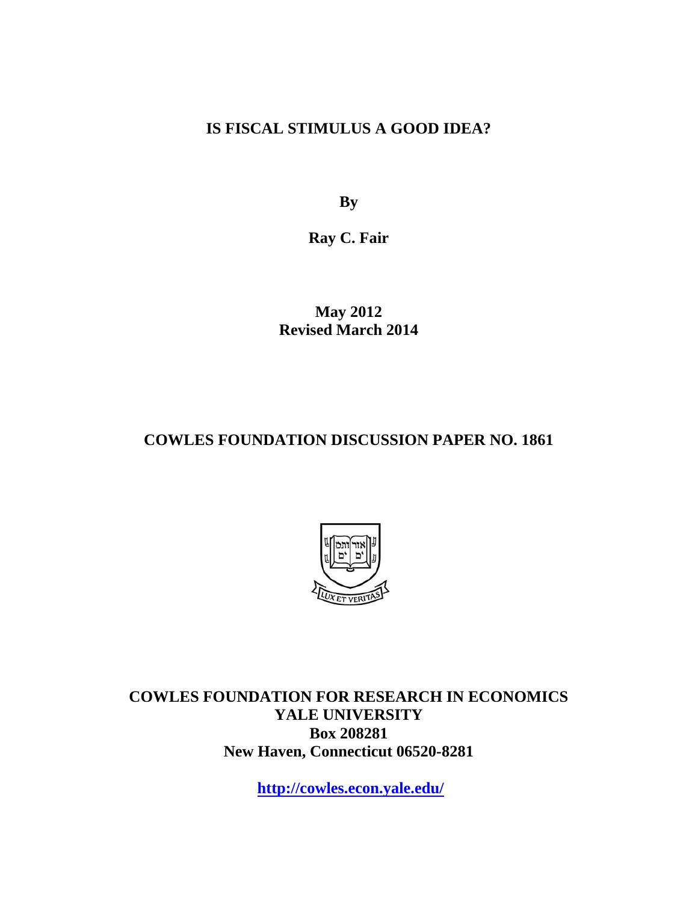# IS FISCAL STIMULUS A GOOD IDEA?

**By**

**Ray C. Fair**

**May 2012**
**Revised March 2014**

## COWLES FOUNDATION DISCUSSION PAPER NO. 1861

**COWLES FOUNDATION FOR RESEARCH IN ECONOMICS**
**YALE UNIVERSITY**
**Box 208281**
**New Haven, Connecticut 06520-8281**

**http://cowles.econ.yale.edu/**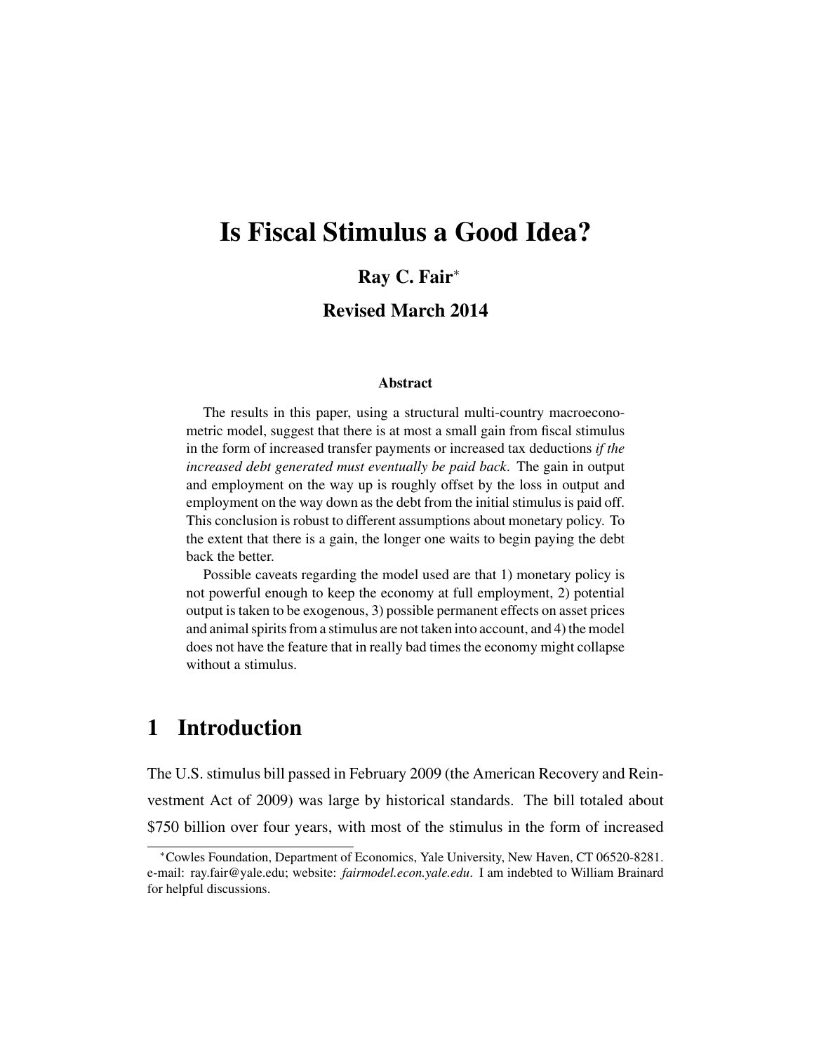# Is Fiscal Stimulus a Good Idea?

**Ray C. Fair***

**Revised March 2014**

### Abstract

The results in this paper, using a structural multi-country macroeconometric model, suggest that there is at most a small gain from fiscal stimulus in the form of increased transfer payments or increased tax deductions *if the increased debt generated must eventually be paid back*. The gain in output and employment on the way up is roughly offset by the loss in output and employment on the way down as the debt from the initial stimulus is paid off. This conclusion is robust to different assumptions about monetary policy. To the extent that there is a gain, the longer one waits to begin paying the debt back the better.

Possible caveats regarding the model used are that 1) monetary policy is not powerful enough to keep the economy at full employment, 2) potential output is taken to be exogenous, 3) possible permanent effects on asset prices and animal spirits from a stimulus are not taken into account, and 4) the model does not have the feature that in really bad times the economy might collapse without a stimulus.

## 1 Introduction

The U.S. stimulus bill passed in February 2009 (the American Recovery and Reinvestment Act of 2009) was large by historical standards. The bill totaled about $750 billion over four years, with most of the stimulus in the form of increased

*Cowles Foundation, Department of Economics, Yale University, New Haven, CT 06520-8281. e-mail: ray.fair@yale.edu; website: *fairmodel.econ.yale.edu*. I am indebted to William Brainard for helpful discussions.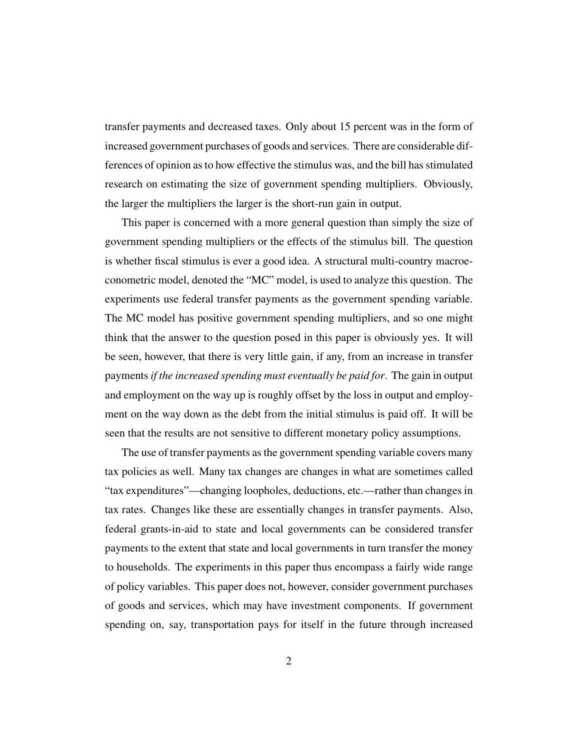transfer payments and decreased taxes. Only about 15 percent was in the form of increased government purchases of goods and services. There are considerable differences of opinion as to how effective the stimulus was, and the bill has stimulated research on estimating the size of government spending multipliers. Obviously, the larger the multipliers the larger is the short-run gain in output.

This paper is concerned with a more general question than simply the size of government spending multipliers or the effects of the stimulus bill. The question is whether fiscal stimulus is ever a good idea. A structural multi-country macroeconometric model, denoted the "MC" model, is used to analyze this question. The experiments use federal transfer payments as the government spending variable. The MC model has positive government spending multipliers, and so one might think that the answer to the question posed in this paper is obviously yes. It will be seen, however, that there is very little gain, if any, from an increase in transfer payments *if the increased spending must eventually be paid for*. The gain in output and employment on the way up is roughly offset by the loss in output and employment on the way down as the debt from the initial stimulus is paid off. It will be seen that the results are not sensitive to different monetary policy assumptions.

The use of transfer payments as the government spending variable covers many tax policies as well. Many tax changes are changes in what are sometimes called "tax expenditures"—changing loopholes, deductions, etc.—rather than changes in tax rates. Changes like these are essentially changes in transfer payments. Also, federal grants-in-aid to state and local governments can be considered transfer payments to the extent that state and local governments in turn transfer the money to households. The experiments in this paper thus encompass a fairly wide range of policy variables. This paper does not, however, consider government purchases of goods and services, which may have investment components. If government spending on, say, transportation pays for itself in the future through increased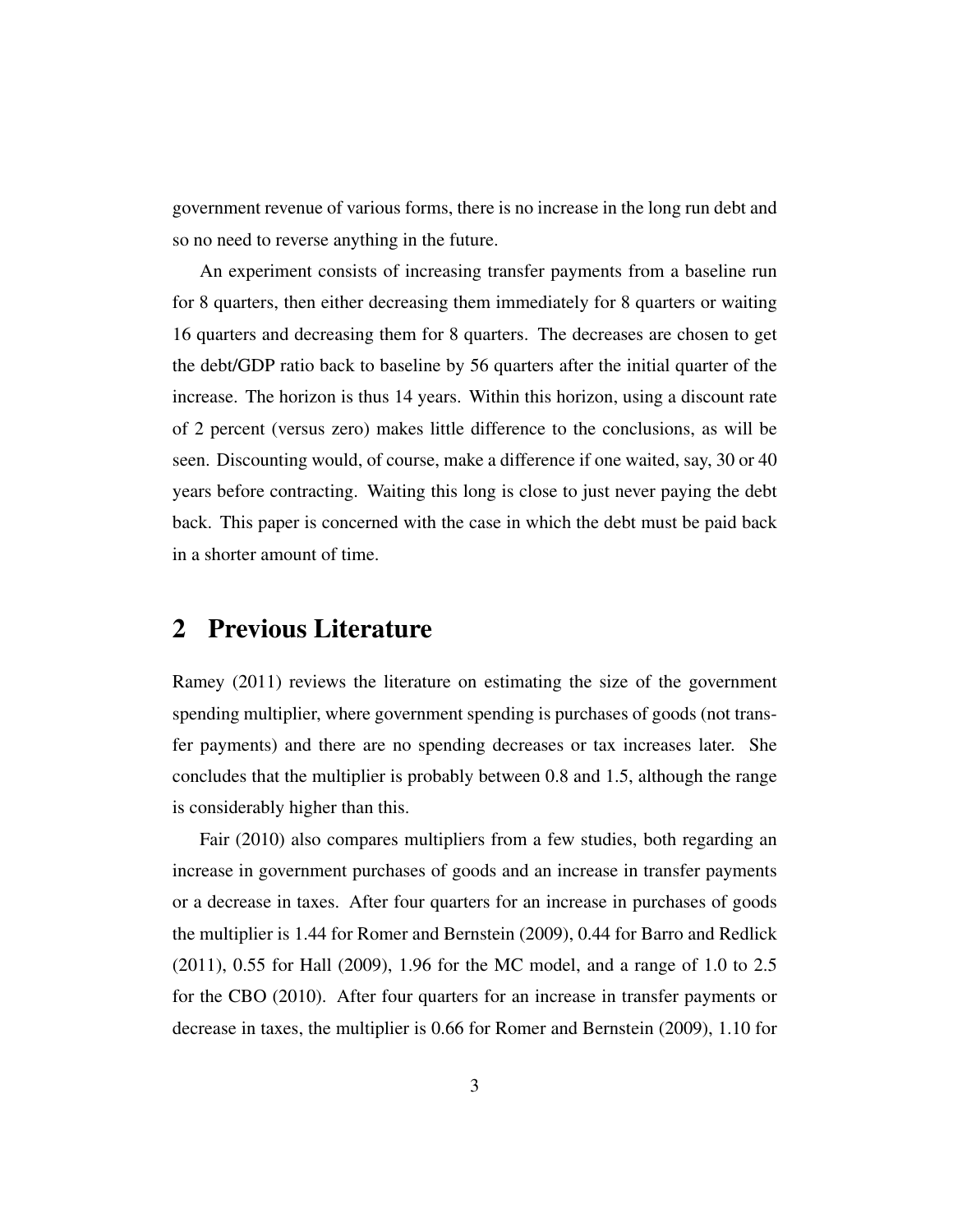government revenue of various forms, there is no increase in the long run debt and so no need to reverse anything in the future.

An experiment consists of increasing transfer payments from a baseline run for 8 quarters, then either decreasing them immediately for 8 quarters or waiting 16 quarters and decreasing them for 8 quarters. The decreases are chosen to get the debt/GDP ratio back to baseline by 56 quarters after the initial quarter of the increase. The horizon is thus 14 years. Within this horizon, using a discount rate of 2 percent (versus zero) makes little difference to the conclusions, as will be seen. Discounting would, of course, make a difference if one waited, say, 30 or 40 years before contracting. Waiting this long is close to just never paying the debt back. This paper is concerned with the case in which the debt must be paid back in a shorter amount of time.

## 2 Previous Literature

Ramey (2011) reviews the literature on estimating the size of the government spending multiplier, where government spending is purchases of goods (not transfer payments) and there are no spending decreases or tax increases later. She concludes that the multiplier is probably between 0.8 and 1.5, although the range is considerably higher than this.

Fair (2010) also compares multipliers from a few studies, both regarding an increase in government purchases of goods and an increase in transfer payments or a decrease in taxes. After four quarters for an increase in purchases of goods the multiplier is 1.44 for Romer and Bernstein (2009), 0.44 for Barro and Redlick (2011), 0.55 for Hall (2009), 1.96 for the MC model, and a range of 1.0 to 2.5 for the CBO (2010). After four quarters for an increase in transfer payments or decrease in taxes, the multiplier is 0.66 for Romer and Bernstein (2009), 1.10 for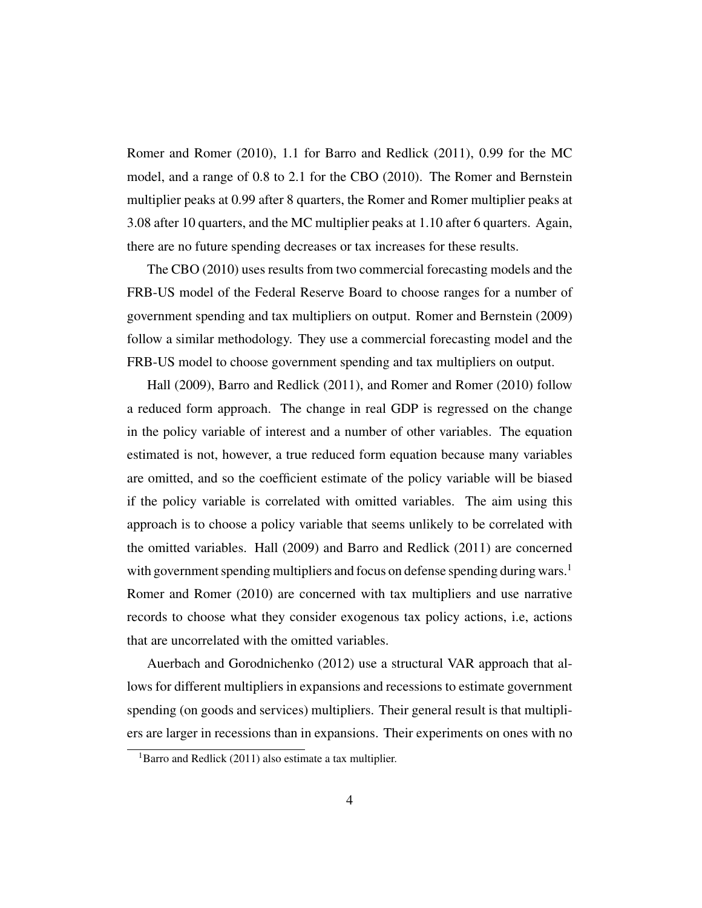Romer and Romer (2010), 1.1 for Barro and Redlick (2011), 0.99 for the MC model, and a range of 0.8 to 2.1 for the CBO (2010). The Romer and Bernstein multiplier peaks at 0.99 after 8 quarters, the Romer and Romer multiplier peaks at 3.08 after 10 quarters, and the MC multiplier peaks at 1.10 after 6 quarters. Again, there are no future spending decreases or tax increases for these results.

The CBO (2010) uses results from two commercial forecasting models and the FRB-US model of the Federal Reserve Board to choose ranges for a number of government spending and tax multipliers on output. Romer and Bernstein (2009) follow a similar methodology. They use a commercial forecasting model and the FRB-US model to choose government spending and tax multipliers on output.

Hall (2009), Barro and Redlick (2011), and Romer and Romer (2010) follow a reduced form approach. The change in real GDP is regressed on the change in the policy variable of interest and a number of other variables. The equation estimated is not, however, a true reduced form equation because many variables are omitted, and so the coefficient estimate of the policy variable will be biased if the policy variable is correlated with omitted variables. The aim using this approach is to choose a policy variable that seems unlikely to be correlated with the omitted variables. Hall (2009) and Barro and Redlick (2011) are concerned with government spending multipliers and focus on defense spending during wars.[1] Romer and Romer (2010) are concerned with tax multipliers and use narrative records to choose what they consider exogenous tax policy actions, i.e, actions that are uncorrelated with the omitted variables.

Auerbach and Gorodnichenko (2012) use a structural VAR approach that allows for different multipliers in expansions and recessions to estimate government spending (on goods and services) multipliers. Their general result is that multipliers are larger in recessions than in expansions. Their experiments on ones with no

[1] Barro and Redlick (2011) also estimate a tax multiplier.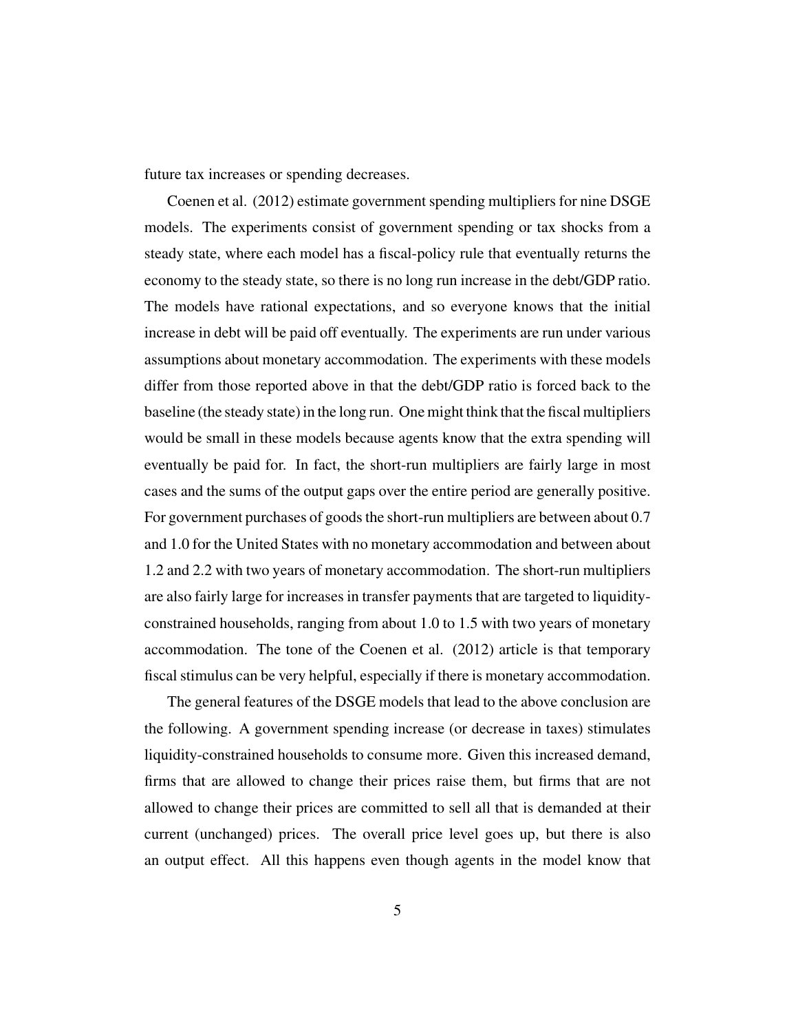future tax increases or spending decreases.

Coenen et al. (2012) estimate government spending multipliers for nine DSGE models. The experiments consist of government spending or tax shocks from a steady state, where each model has a fiscal-policy rule that eventually returns the economy to the steady state, so there is no long run increase in the debt/GDP ratio. The models have rational expectations, and so everyone knows that the initial increase in debt will be paid off eventually. The experiments are run under various assumptions about monetary accommodation. The experiments with these models differ from those reported above in that the debt/GDP ratio is forced back to the baseline (the steady state) in the long run. One might think that the fiscal multipliers would be small in these models because agents know that the extra spending will eventually be paid for. In fact, the short-run multipliers are fairly large in most cases and the sums of the output gaps over the entire period are generally positive. For government purchases of goods the short-run multipliers are between about 0.7 and 1.0 for the United States with no monetary accommodation and between about 1.2 and 2.2 with two years of monetary accommodation. The short-run multipliers are also fairly large for increases in transfer payments that are targeted to liquidity-constrained households, ranging from about 1.0 to 1.5 with two years of monetary accommodation. The tone of the Coenen et al. (2012) article is that temporary fiscal stimulus can be very helpful, especially if there is monetary accommodation.

The general features of the DSGE models that lead to the above conclusion are the following. A government spending increase (or decrease in taxes) stimulates liquidity-constrained households to consume more. Given this increased demand, firms that are allowed to change their prices raise them, but firms that are not allowed to change their prices are committed to sell all that is demanded at their current (unchanged) prices. The overall price level goes up, but there is also an output effect. All this happens even though agents in the model know that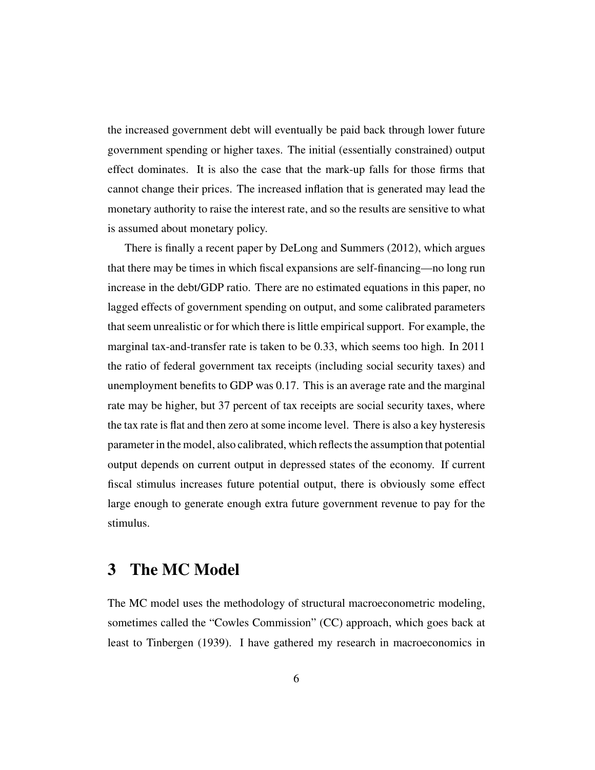the increased government debt will eventually be paid back through lower future government spending or higher taxes. The initial (essentially constrained) output effect dominates. It is also the case that the mark-up falls for those firms that cannot change their prices. The increased inflation that is generated may lead the monetary authority to raise the interest rate, and so the results are sensitive to what is assumed about monetary policy.

There is finally a recent paper by DeLong and Summers (2012), which argues that there may be times in which fiscal expansions are self-financing—no long run increase in the debt/GDP ratio. There are no estimated equations in this paper, no lagged effects of government spending on output, and some calibrated parameters that seem unrealistic or for which there is little empirical support. For example, the marginal tax-and-transfer rate is taken to be 0.33, which seems too high. In 2011 the ratio of federal government tax receipts (including social security taxes) and unemployment benefits to GDP was 0.17. This is an average rate and the marginal rate may be higher, but 37 percent of tax receipts are social security taxes, where the tax rate is flat and then zero at some income level. There is also a key hysteresis parameter in the model, also calibrated, which reflects the assumption that potential output depends on current output in depressed states of the economy. If current fiscal stimulus increases future potential output, there is obviously some effect large enough to generate enough extra future government revenue to pay for the stimulus.

# 3 The MC Model

The MC model uses the methodology of structural macroeconometric modeling, sometimes called the "Cowles Commission" (CC) approach, which goes back at least to Tinbergen (1939). I have gathered my research in macroeconomics in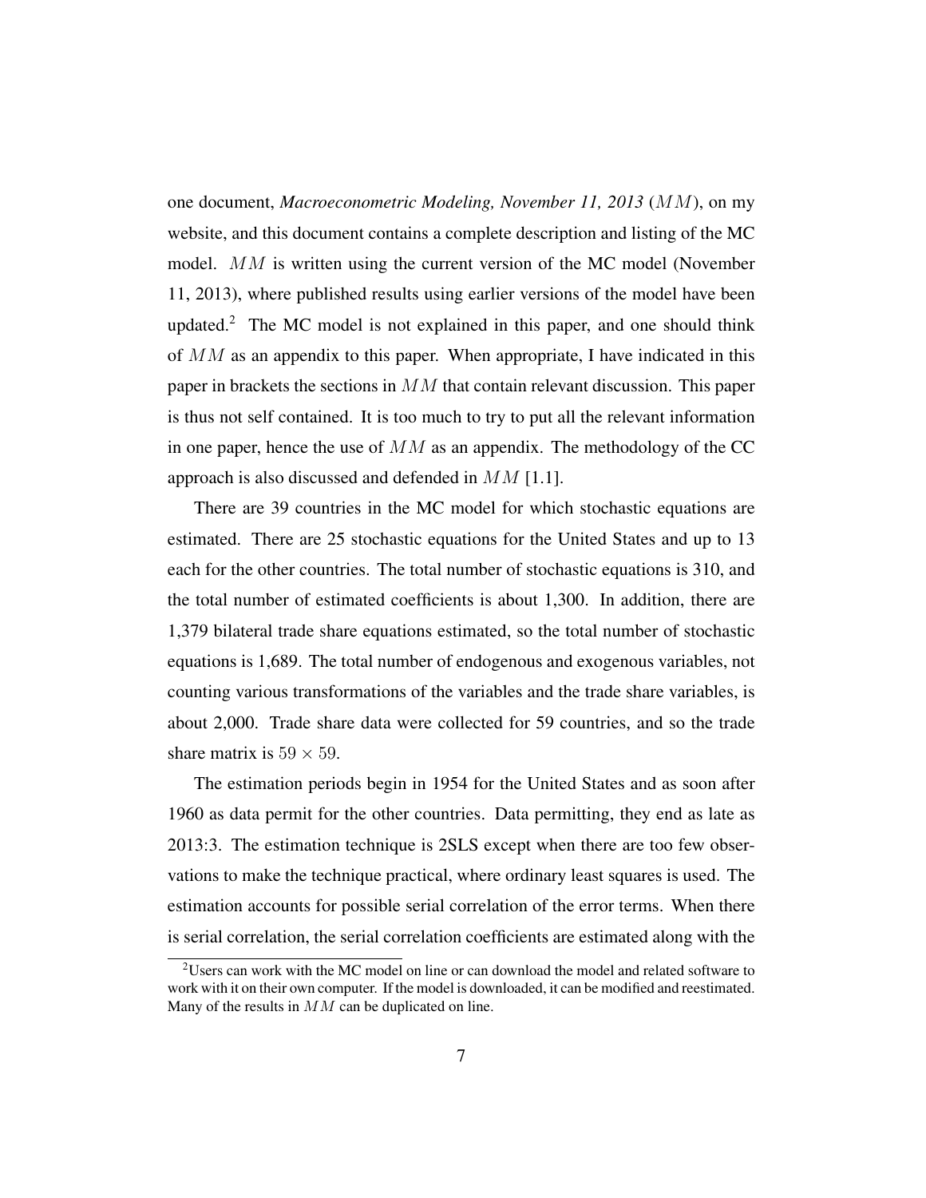one document, *Macroeconometric Modeling, November 11, 2013* ($MM$), on my website, and this document contains a complete description and listing of the MC model. $MM$ is written using the current version of the MC model (November 11, 2013), where published results using earlier versions of the model have been updated.[2] The MC model is not explained in this paper, and one should think of $MM$ as an appendix to this paper. When appropriate, I have indicated in this paper in brackets the sections in $MM$ that contain relevant discussion. This paper is thus not self contained. It is too much to try to put all the relevant information in one paper, hence the use of $MM$ as an appendix. The methodology of the CC approach is also discussed and defended in $MM$ [1.1].

There are 39 countries in the MC model for which stochastic equations are estimated. There are 25 stochastic equations for the United States and up to 13 each for the other countries. The total number of stochastic equations is 310, and the total number of estimated coefficients is about 1,300. In addition, there are 1,379 bilateral trade share equations estimated, so the total number of stochastic equations is 1,689. The total number of endogenous and exogenous variables, not counting various transformations of the variables and the trade share variables, is about 2,000. Trade share data were collected for 59 countries, and so the trade share matrix is $59 \times 59$.

The estimation periods begin in 1954 for the United States and as soon after 1960 as data permit for the other countries. Data permitting, they end as late as 2013:3. The estimation technique is 2SLS except when there are too few observations to make the technique practical, where ordinary least squares is used. The estimation accounts for possible serial correlation of the error terms. When there is serial correlation, the serial correlation coefficients are estimated along with the

[2] Users can work with the MC model on line or can download the model and related software to work with it on their own computer. If the model is downloaded, it can be modified and reestimated. Many of the results in $MM$ can be duplicated on line.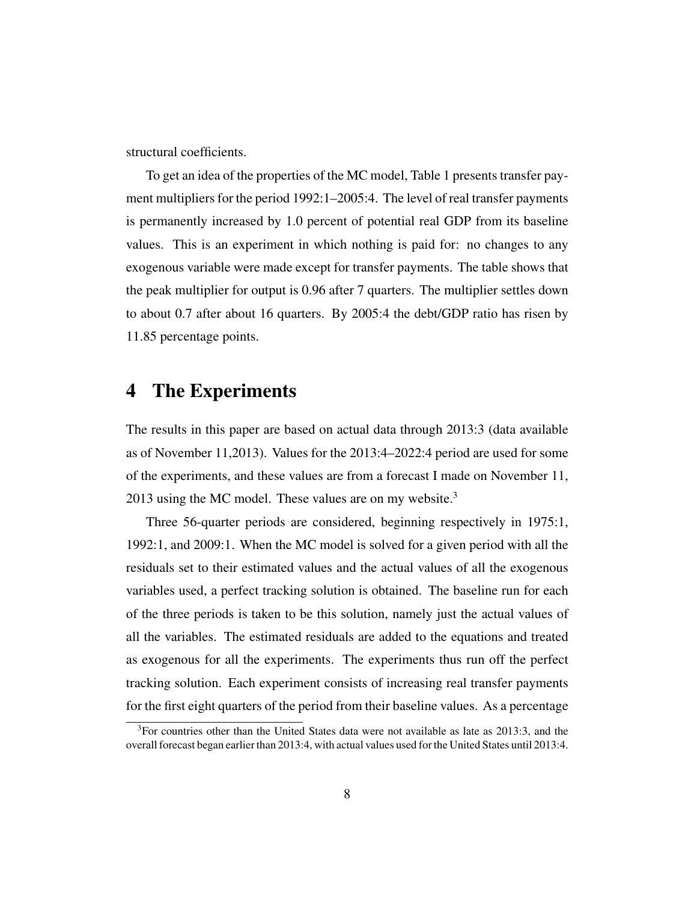structural coefficients.

To get an idea of the properties of the MC model, Table 1 presents transfer payment multipliers for the period 1992:1–2005:4. The level of real transfer payments is permanently increased by 1.0 percent of potential real GDP from its baseline values. This is an experiment in which nothing is paid for: no changes to any exogenous variable were made except for transfer payments. The table shows that the peak multiplier for output is 0.96 after 7 quarters. The multiplier settles down to about 0.7 after about 16 quarters. By 2005:4 the debt/GDP ratio has risen by 11.85 percentage points.

# 4 The Experiments

The results in this paper are based on actual data through 2013:3 (data available as of November 11,2013). Values for the 2013:4–2022:4 period are used for some of the experiments, and these values are from a forecast I made on November 11, 2013 using the MC model. These values are on my website.[3]

Three 56-quarter periods are considered, beginning respectively in 1975:1, 1992:1, and 2009:1. When the MC model is solved for a given period with all the residuals set to their estimated values and the actual values of all the exogenous variables used, a perfect tracking solution is obtained. The baseline run for each of the three periods is taken to be this solution, namely just the actual values of all the variables. The estimated residuals are added to the equations and treated as exogenous for all the experiments. The experiments thus run off the perfect tracking solution. Each experiment consists of increasing real transfer payments for the first eight quarters of the period from their baseline values. As a percentage

[3]For countries other than the United States data were not available as late as 2013:3, and the overall forecast began earlier than 2013:4, with actual values used for the United States until 2013:4.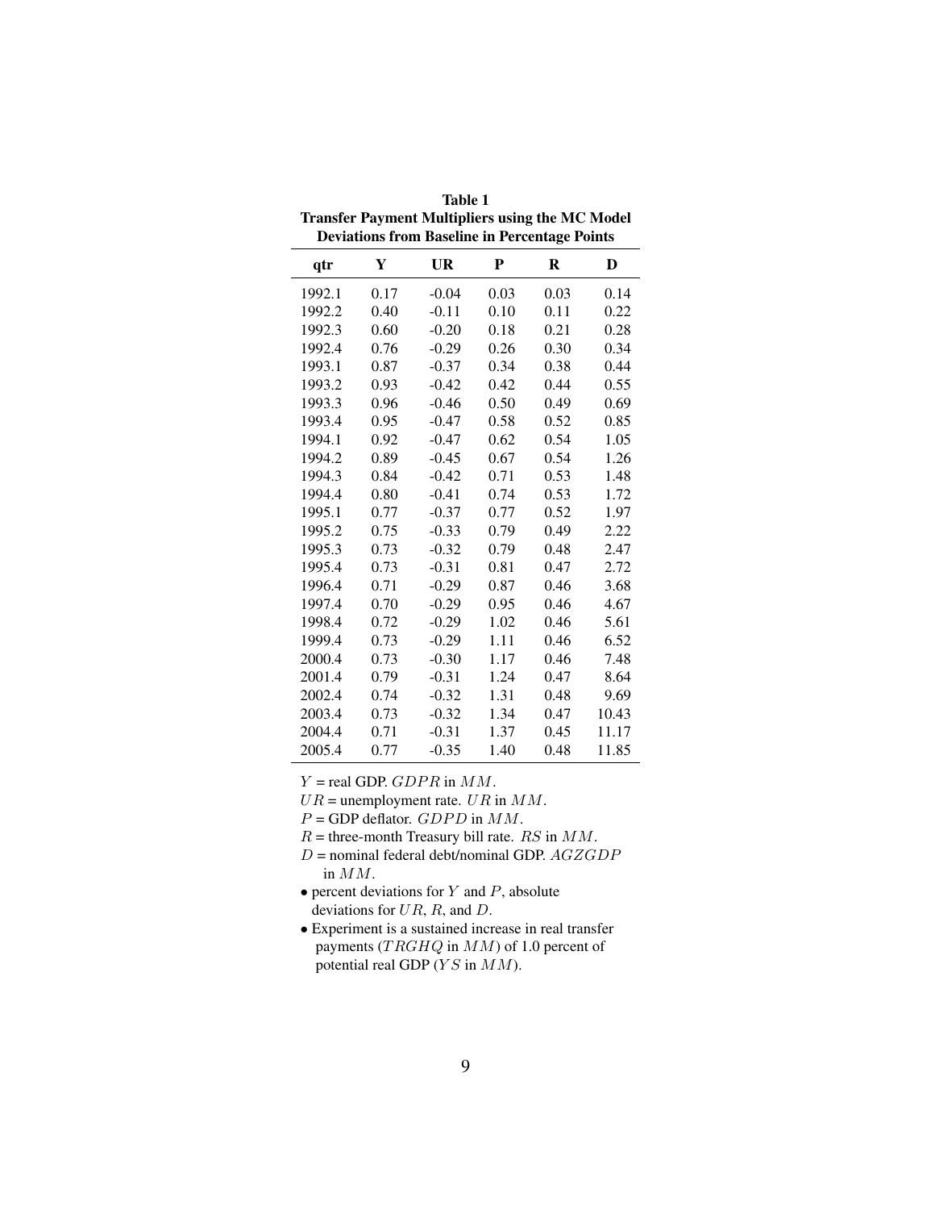**Table 1**
**Transfer Payment Multipliers using the MC Model**
**Deviations from Baseline in Percentage Points**

| qtr | Y | UR | P | R | D |
|---|---|---|---|---|---|
| 1992.1 | 0.17 | -0.04 | 0.03 | 0.03 | 0.14 |
| 1992.2 | 0.40 | -0.11 | 0.10 | 0.11 | 0.22 |
| 1992.3 | 0.60 | -0.20 | 0.18 | 0.21 | 0.28 |
| 1992.4 | 0.76 | -0.29 | 0.26 | 0.30 | 0.34 |
| 1993.1 | 0.87 | -0.37 | 0.34 | 0.38 | 0.44 |
| 1993.2 | 0.93 | -0.42 | 0.42 | 0.44 | 0.55 |
| 1993.3 | 0.96 | -0.46 | 0.50 | 0.49 | 0.69 |
| 1993.4 | 0.95 | -0.47 | 0.58 | 0.52 | 0.85 |
| 1994.1 | 0.92 | -0.47 | 0.62 | 0.54 | 1.05 |
| 1994.2 | 0.89 | -0.45 | 0.67 | 0.54 | 1.26 |
| 1994.3 | 0.84 | -0.42 | 0.71 | 0.53 | 1.48 |
| 1994.4 | 0.80 | -0.41 | 0.74 | 0.53 | 1.72 |
| 1995.1 | 0.77 | -0.37 | 0.77 | 0.52 | 1.97 |
| 1995.2 | 0.75 | -0.33 | 0.79 | 0.49 | 2.22 |
| 1995.3 | 0.73 | -0.32 | 0.79 | 0.48 | 2.47 |
| 1995.4 | 0.73 | -0.31 | 0.81 | 0.47 | 2.72 |
| 1996.4 | 0.71 | -0.29 | 0.87 | 0.46 | 3.68 |
| 1997.4 | 0.70 | -0.29 | 0.95 | 0.46 | 4.67 |
| 1998.4 | 0.72 | -0.29 | 1.02 | 0.46 | 5.61 |
| 1999.4 | 0.73 | -0.29 | 1.11 | 0.46 | 6.52 |
| 2000.4 | 0.73 | -0.30 | 1.17 | 0.46 | 7.48 |
| 2001.4 | 0.79 | -0.31 | 1.24 | 0.47 | 8.64 |
| 2002.4 | 0.74 | -0.32 | 1.31 | 0.48 | 9.69 |
| 2003.4 | 0.73 | -0.32 | 1.34 | 0.47 | 10.43 |
| 2004.4 | 0.71 | -0.31 | 1.37 | 0.45 | 11.17 |
| 2005.4 | 0.77 | -0.35 | 1.40 | 0.48 | 11.85 |

$Y$ = real GDP. $GDPR$ in $MM$.

$UR$ = unemployment rate. $UR$ in $MM$.

$P$ = GDP deflator. $GDPD$ in $MM$.

$R$ = three-month Treasury bill rate. $RS$ in $MM$.

$D$ = nominal federal debt/nominal GDP. $AGZGDP$ in $MM$.

- percent deviations for $Y$ and $P$, absolute deviations for $UR$, $R$, and $D$.
- Experiment is a sustained increase in real transfer payments ($TRGHQ$ in $MM$) of 1.0 percent of potential real GDP ($YS$ in $MM$).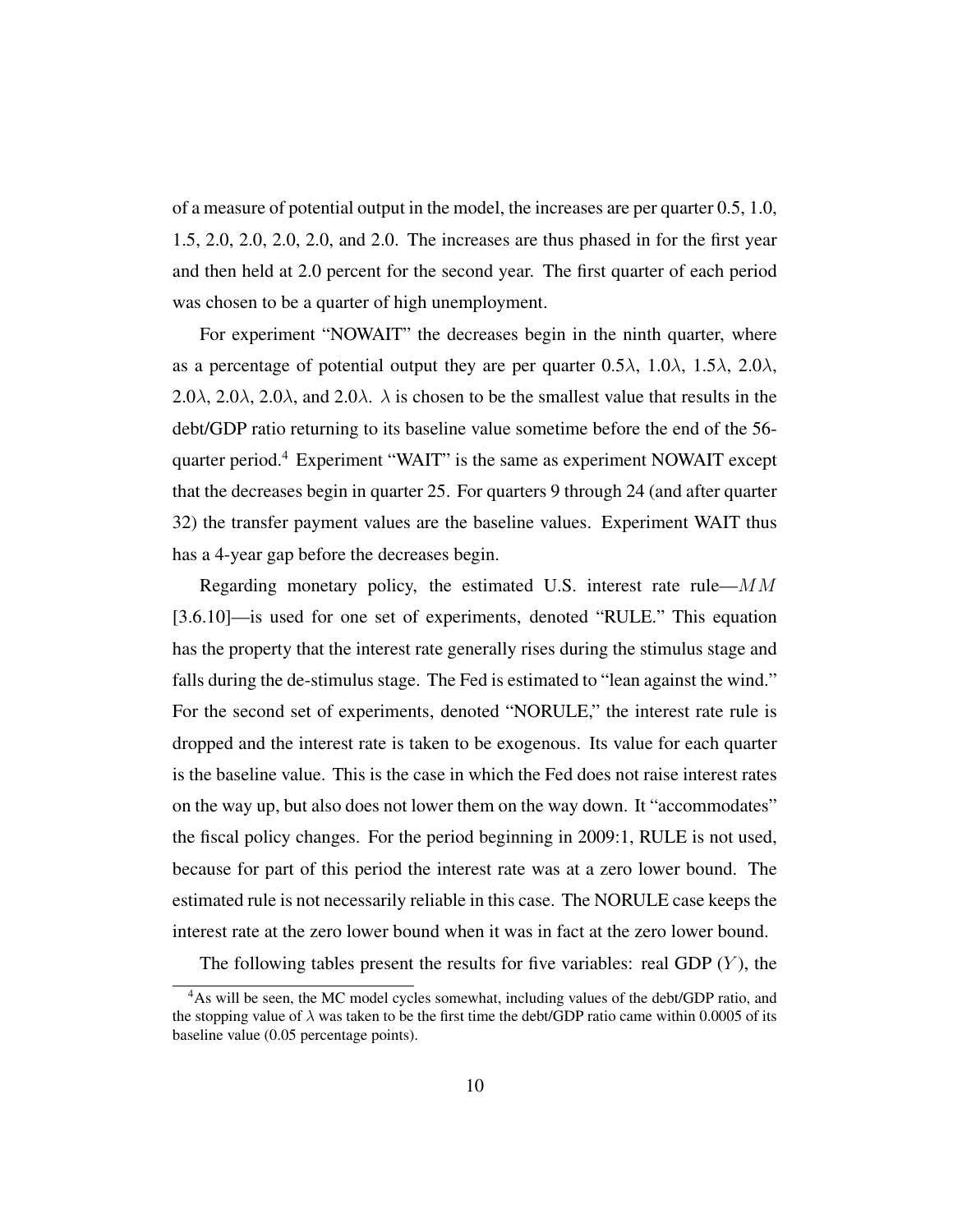of a measure of potential output in the model, the increases are per quarter 0.5, 1.0, 1.5, 2.0, 2.0, 2.0, 2.0, and 2.0. The increases are thus phased in for the first year and then held at 2.0 percent for the second year. The first quarter of each period was chosen to be a quarter of high unemployment.

For experiment "NOWAIT" the decreases begin in the ninth quarter, where as a percentage of potential output they are per quarter $0.5\lambda$, $1.0\lambda$, $1.5\lambda$, $2.0\lambda$, $2.0\lambda$, $2.0\lambda$, $2.0\lambda$, and $2.0\lambda$. $\lambda$ is chosen to be the smallest value that results in the debt/GDP ratio returning to its baseline value sometime before the end of the 56-quarter period.[4] Experiment "WAIT" is the same as experiment NOWAIT except that the decreases begin in quarter 25. For quarters 9 through 24 (and after quarter 32) the transfer payment values are the baseline values. Experiment WAIT thus has a 4-year gap before the decreases begin.

Regarding monetary policy, the estimated U.S. interest rate rule—$MM$ [3.6.10]—is used for one set of experiments, denoted "RULE." This equation has the property that the interest rate generally rises during the stimulus stage and falls during the de-stimulus stage. The Fed is estimated to "lean against the wind." For the second set of experiments, denoted "NORULE," the interest rate rule is dropped and the interest rate is taken to be exogenous. Its value for each quarter is the baseline value. This is the case in which the Fed does not raise interest rates on the way up, but also does not lower them on the way down. It "accommodates" the fiscal policy changes. For the period beginning in 2009:1, RULE is not used, because for part of this period the interest rate was at a zero lower bound. The estimated rule is not necessarily reliable in this case. The NORULE case keeps the interest rate at the zero lower bound when it was in fact at the zero lower bound.

The following tables present the results for five variables: real GDP ($Y$), the

[4]As will be seen, the MC model cycles somewhat, including values of the debt/GDP ratio, and the stopping value of $\lambda$ was taken to be the first time the debt/GDP ratio came within 0.0005 of its baseline value (0.05 percentage points).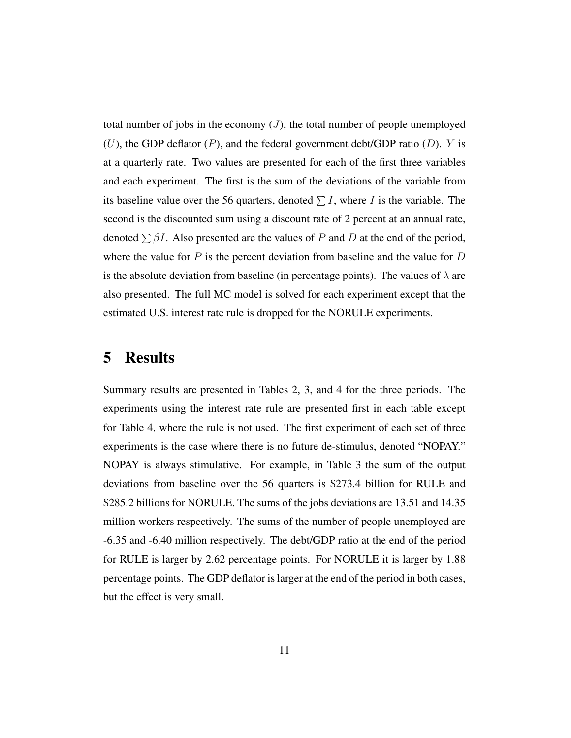total number of jobs in the economy ($J$), the total number of people unemployed ($U$), the GDP deflator ($P$), and the federal government debt/GDP ratio ($D$). $Y$ is at a quarterly rate. Two values are presented for each of the first three variables and each experiment. The first is the sum of the deviations of the variable from its baseline value over the 56 quarters, denoted $\sum I$, where $I$ is the variable. The second is the discounted sum using a discount rate of 2 percent at an annual rate, denoted $\sum \beta I$. Also presented are the values of $P$ and $D$ at the end of the period, where the value for $P$ is the percent deviation from baseline and the value for $D$ is the absolute deviation from baseline (in percentage points). The values of $\lambda$ are also presented. The full MC model is solved for each experiment except that the estimated U.S. interest rate rule is dropped for the NORULE experiments.

# 5 Results

Summary results are presented in Tables 2, 3, and 4 for the three periods. The experiments using the interest rate rule are presented first in each table except for Table 4, where the rule is not used. The first experiment of each set of three experiments is the case where there is no future de-stimulus, denoted "NOPAY." NOPAY is always stimulative. For example, in Table 3 the sum of the output deviations from baseline over the 56 quarters is \$273.4 billion for RULE and \$285.2 billions for NORULE. The sums of the jobs deviations are 13.51 and 14.35 million workers respectively. The sums of the number of people unemployed are -6.35 and -6.40 million respectively. The debt/GDP ratio at the end of the period for RULE is larger by 2.62 percentage points. For NORULE it is larger by 1.88 percentage points. The GDP deflator is larger at the end of the period in both cases, but the effect is very small.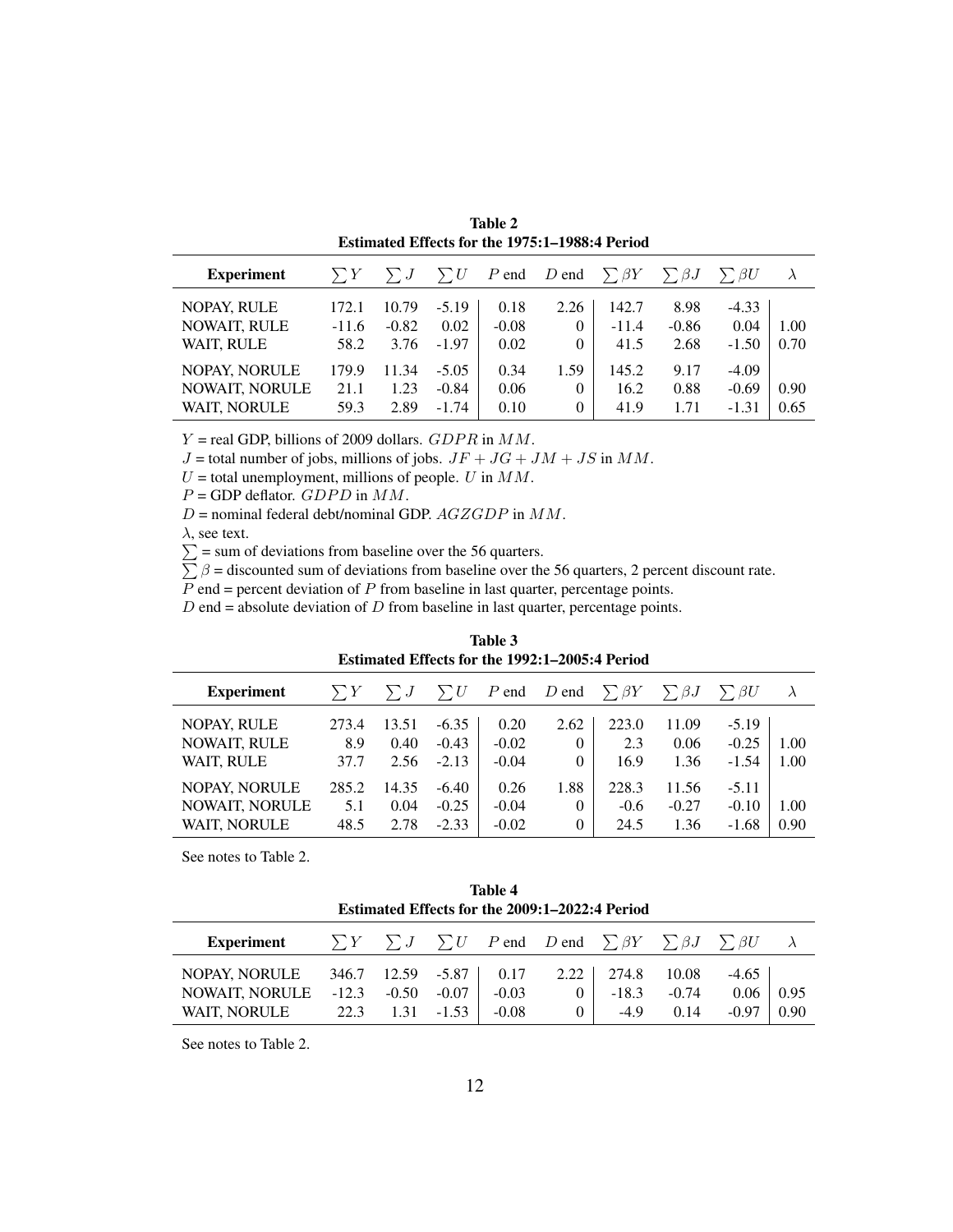**Table 2**
**Estimated Effects for the 1975:1–1988:4 Period**

| Experiment | $\sum Y$ | $\sum J$ | $\sum U$ | $P$ end | $D$ end | $\sum \beta Y$ | $\sum \beta J$ | $\sum \beta U$ | $\lambda$ |
|---|---|---|---|---|---|---|---|---|---|
| NOPAY, RULE | 172.1 | 10.79 | -5.19 | 0.18 | 2.26 | 142.7 | 8.98 | -4.33 | |
| NOWAIT, RULE | -11.6 | -0.82 | 0.02 | -0.08 | 0 | -11.4 | -0.86 | 0.04 | 1.00 |
| WAIT, RULE | 58.2 | 3.76 | -1.97 | 0.02 | 0 | 41.5 | 2.68 | -1.50 | 0.70 |
| NOPAY, NORULE | 179.9 | 11.34 | -5.05 | 0.34 | 1.59 | 145.2 | 9.17 | -4.09 | |
| NOWAIT, NORULE | 21.1 | 1.23 | -0.84 | 0.06 | 0 | 16.2 | 0.88 | -0.69 | 0.90 |
| WAIT, NORULE | 59.3 | 2.89 | -1.74 | 0.10 | 0 | 41.9 | 1.71 | -1.31 | 0.65 |

$Y$ = real GDP, billions of 2009 dollars. $GDPR$ in $MM$.
$J$ = total number of jobs, millions of jobs. $JF + JG + JM + JS$ in $MM$.
$U$ = total unemployment, millions of people. $U$ in $MM$.
$P$ = GDP deflator. $GDPD$ in $MM$.
$D$ = nominal federal debt/nominal GDP. $AGZGDP$ in $MM$.
$\lambda$, see text.
$\sum$ = sum of deviations from baseline over the 56 quarters.
$\sum \beta$ = discounted sum of deviations from baseline over the 56 quarters, 2 percent discount rate.
$P$ end = percent deviation of $P$ from baseline in last quarter, percentage points.
$D$ end = absolute deviation of $D$ from baseline in last quarter, percentage points.

**Table 3**
**Estimated Effects for the 1992:1–2005:4 Period**

| Experiment | $\sum Y$ | $\sum J$ | $\sum U$ | $P$ end | $D$ end | $\sum \beta Y$ | $\sum \beta J$ | $\sum \beta U$ | $\lambda$ |
|---|---|---|---|---|---|---|---|---|---|
| NOPAY, RULE | 273.4 | 13.51 | -6.35 | 0.20 | 2.62 | 223.0 | 11.09 | -5.19 | |
| NOWAIT, RULE | 8.9 | 0.40 | -0.43 | -0.02 | 0 | 2.3 | 0.06 | -0.25 | 1.00 |
| WAIT, RULE | 37.7 | 2.56 | -2.13 | -0.04 | 0 | 16.9 | 1.36 | -1.54 | 1.00 |
| NOPAY, NORULE | 285.2 | 14.35 | -6.40 | 0.26 | 1.88 | 228.3 | 11.56 | -5.11 | |
| NOWAIT, NORULE | 5.1 | 0.04 | -0.25 | -0.04 | 0 | -0.6 | -0.27 | -0.10 | 1.00 |
| WAIT, NORULE | 48.5 | 2.78 | -2.33 | -0.02 | 0 | 24.5 | 1.36 | -1.68 | 0.90 |

See notes to Table 2.

**Table 4**
**Estimated Effects for the 2009:1–2022:4 Period**

| Experiment | $\sum Y$ | $\sum J$ | $\sum U$ | $P$ end | $D$ end | $\sum \beta Y$ | $\sum \beta J$ | $\sum \beta U$ | $\lambda$ |
|---|---|---|---|---|---|---|---|---|---|
| NOPAY, NORULE | 346.7 | 12.59 | -5.87 | 0.17 | 2.22 | 274.8 | 10.08 | -4.65 | |
| NOWAIT, NORULE | -12.3 | -0.50 | -0.07 | -0.03 | 0 | -18.3 | -0.74 | 0.06 | 0.95 |
| WAIT, NORULE | 22.3 | 1.31 | -1.53 | -0.08 | 0 | -4.9 | 0.14 | -0.97 | 0.90 |

See notes to Table 2.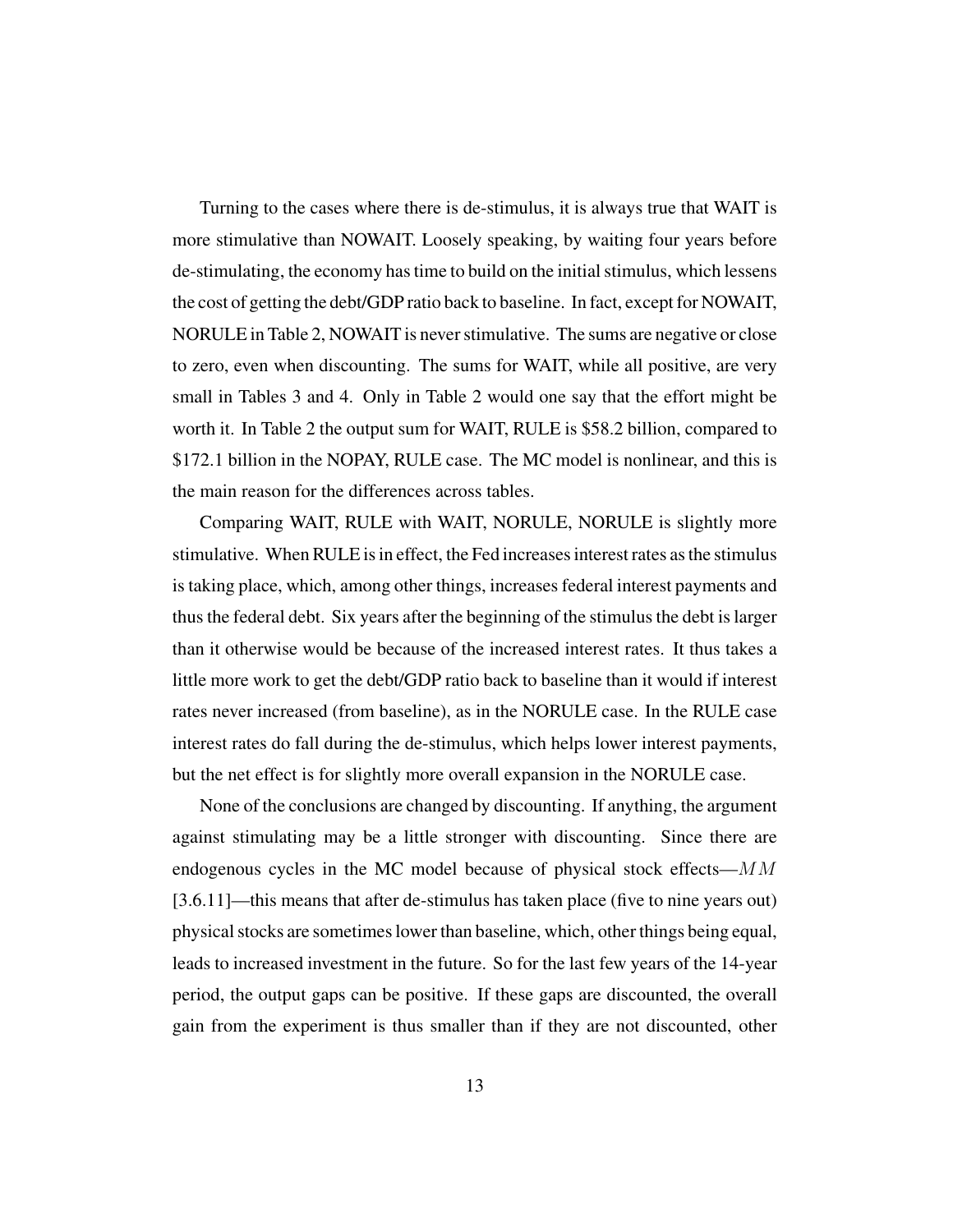Turning to the cases where there is de-stimulus, it is always true that WAIT is more stimulative than NOWAIT. Loosely speaking, by waiting four years before de-stimulating, the economy has time to build on the initial stimulus, which lessens the cost of getting the debt/GDP ratio back to baseline. In fact, except for NOWAIT, NORULE in Table 2, NOWAIT is never stimulative. The sums are negative or close to zero, even when discounting. The sums for WAIT, while all positive, are very small in Tables 3 and 4. Only in Table 2 would one say that the effort might be worth it. In Table 2 the output sum for WAIT, RULE is \$58.2 billion, compared to \$172.1 billion in the NOPAY, RULE case. The MC model is nonlinear, and this is the main reason for the differences across tables.

Comparing WAIT, RULE with WAIT, NORULE, NORULE is slightly more stimulative. When RULE is in effect, the Fed increases interest rates as the stimulus is taking place, which, among other things, increases federal interest payments and thus the federal debt. Six years after the beginning of the stimulus the debt is larger than it otherwise would be because of the increased interest rates. It thus takes a little more work to get the debt/GDP ratio back to baseline than it would if interest rates never increased (from baseline), as in the NORULE case. In the RULE case interest rates do fall during the de-stimulus, which helps lower interest payments, but the net effect is for slightly more overall expansion in the NORULE case.

None of the conclusions are changed by discounting. If anything, the argument against stimulating may be a little stronger with discounting. Since there are endogenous cycles in the MC model because of physical stock effects—$MM$ [3.6.11]—this means that after de-stimulus has taken place (five to nine years out) physical stocks are sometimes lower than baseline, which, other things being equal, leads to increased investment in the future. So for the last few years of the 14-year period, the output gaps can be positive. If these gaps are discounted, the overall gain from the experiment is thus smaller than if they are not discounted, other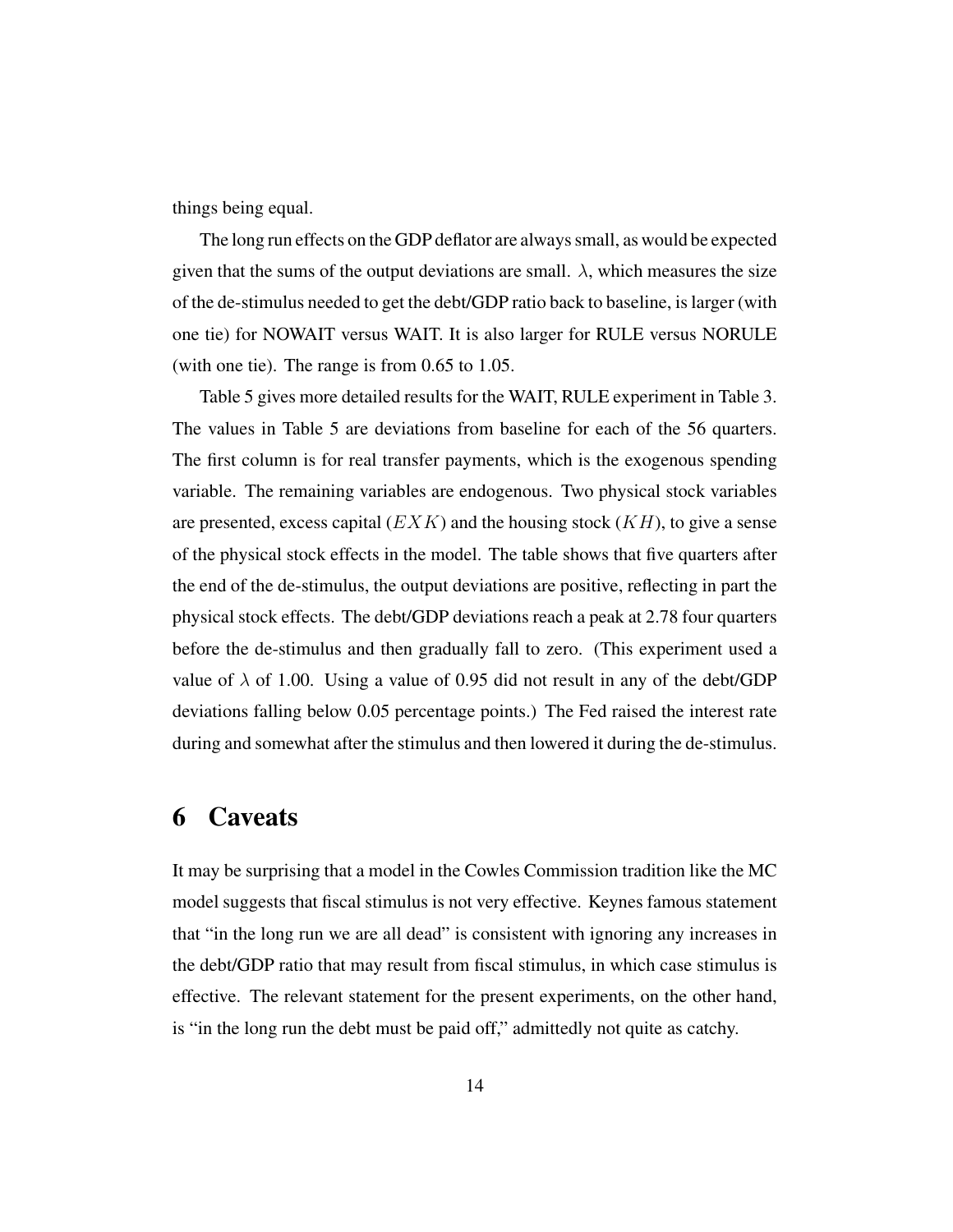things being equal.

The long run effects on the GDP deflator are always small, as would be expected given that the sums of the output deviations are small. $\lambda$, which measures the size of the de-stimulus needed to get the debt/GDP ratio back to baseline, is larger (with one tie) for NOWAIT versus WAIT. It is also larger for RULE versus NORULE (with one tie). The range is from 0.65 to 1.05.

Table 5 gives more detailed results for the WAIT, RULE experiment in Table 3. The values in Table 5 are deviations from baseline for each of the 56 quarters. The first column is for real transfer payments, which is the exogenous spending variable. The remaining variables are endogenous. Two physical stock variables are presented, excess capital ($EXK$) and the housing stock ($KH$), to give a sense of the physical stock effects in the model. The table shows that five quarters after the end of the de-stimulus, the output deviations are positive, reflecting in part the physical stock effects. The debt/GDP deviations reach a peak at 2.78 four quarters before the de-stimulus and then gradually fall to zero. (This experiment used a value of $\lambda$ of 1.00. Using a value of 0.95 did not result in any of the debt/GDP deviations falling below 0.05 percentage points.) The Fed raised the interest rate during and somewhat after the stimulus and then lowered it during the de-stimulus.

# 6 Caveats

It may be surprising that a model in the Cowles Commission tradition like the MC model suggests that fiscal stimulus is not very effective. Keynes famous statement that "in the long run we are all dead" is consistent with ignoring any increases in the debt/GDP ratio that may result from fiscal stimulus, in which case stimulus is effective. The relevant statement for the present experiments, on the other hand, is "in the long run the debt must be paid off," admittedly not quite as catchy.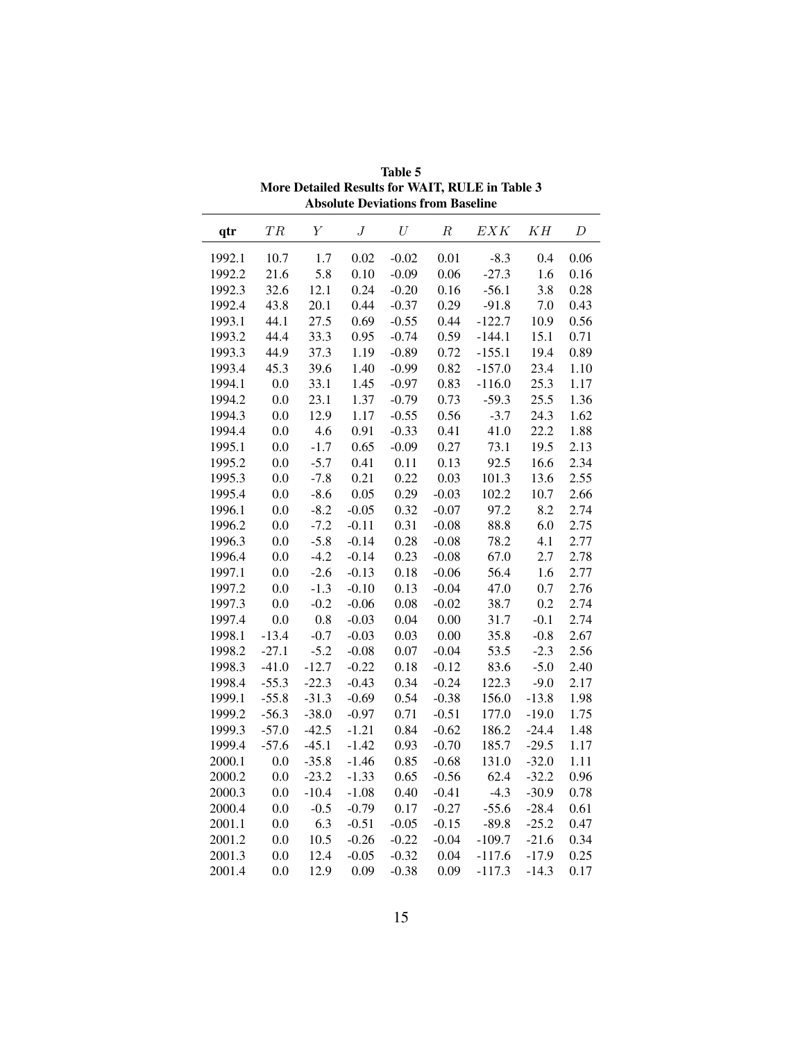**Table 5**
**More Detailed Results for WAIT, RULE in Table 3**
**Absolute Deviations from Baseline**

| qtr | $TR$ | $Y$ | $J$ | $U$ | $R$ | $EXK$ | $KH$ | $D$ |
|---|---|---|---|---|---|---|---|---|
| 1992.1 | 10.7 | 1.7 | 0.02 | -0.02 | 0.01 | -8.3 | 0.4 | 0.06 |
| 1992.2 | 21.6 | 5.8 | 0.10 | -0.09 | 0.06 | -27.3 | 1.6 | 0.16 |
| 1992.3 | 32.6 | 12.1 | 0.24 | -0.20 | 0.16 | -56.1 | 3.8 | 0.28 |
| 1992.4 | 43.8 | 20.1 | 0.44 | -0.37 | 0.29 | -91.8 | 7.0 | 0.43 |
| 1993.1 | 44.1 | 27.5 | 0.69 | -0.55 | 0.44 | -122.7 | 10.9 | 0.56 |
| 1993.2 | 44.4 | 33.3 | 0.95 | -0.74 | 0.59 | -144.1 | 15.1 | 0.71 |
| 1993.3 | 44.9 | 37.3 | 1.19 | -0.89 | 0.72 | -155.1 | 19.4 | 0.89 |
| 1993.4 | 45.3 | 39.6 | 1.40 | -0.99 | 0.82 | -157.0 | 23.4 | 1.10 |
| 1994.1 | 0.0 | 33.1 | 1.45 | -0.97 | 0.83 | -116.0 | 25.3 | 1.17 |
| 1994.2 | 0.0 | 23.1 | 1.37 | -0.79 | 0.73 | -59.3 | 25.5 | 1.36 |
| 1994.3 | 0.0 | 12.9 | 1.17 | -0.55 | 0.56 | -3.7 | 24.3 | 1.62 |
| 1994.4 | 0.0 | 4.6 | 0.91 | -0.33 | 0.41 | 41.0 | 22.2 | 1.88 |
| 1995.1 | 0.0 | -1.7 | 0.65 | -0.09 | 0.27 | 73.1 | 19.5 | 2.13 |
| 1995.2 | 0.0 | -5.7 | 0.41 | 0.11 | 0.13 | 92.5 | 16.6 | 2.34 |
| 1995.3 | 0.0 | -7.8 | 0.21 | 0.22 | 0.03 | 101.3 | 13.6 | 2.55 |
| 1995.4 | 0.0 | -8.6 | 0.05 | 0.29 | -0.03 | 102.2 | 10.7 | 2.66 |
| 1996.1 | 0.0 | -8.2 | -0.05 | 0.32 | -0.07 | 97.2 | 8.2 | 2.74 |
| 1996.2 | 0.0 | -7.2 | -0.11 | 0.31 | -0.08 | 88.8 | 6.0 | 2.75 |
| 1996.3 | 0.0 | -5.8 | -0.14 | 0.28 | -0.08 | 78.2 | 4.1 | 2.77 |
| 1996.4 | 0.0 | -4.2 | -0.14 | 0.23 | -0.08 | 67.0 | 2.7 | 2.78 |
| 1997.1 | 0.0 | -2.6 | -0.13 | 0.18 | -0.06 | 56.4 | 1.6 | 2.77 |
| 1997.2 | 0.0 | -1.3 | -0.10 | 0.13 | -0.04 | 47.0 | 0.7 | 2.76 |
| 1997.3 | 0.0 | -0.2 | -0.06 | 0.08 | -0.02 | 38.7 | 0.2 | 2.74 |
| 1997.4 | 0.0 | 0.8 | -0.03 | 0.04 | 0.00 | 31.7 | -0.1 | 2.74 |
| 1998.1 | -13.4 | -0.7 | -0.03 | 0.03 | 0.00 | 35.8 | -0.8 | 2.67 |
| 1998.2 | -27.1 | -5.2 | -0.08 | 0.07 | -0.04 | 53.5 | -2.3 | 2.56 |
| 1998.3 | -41.0 | -12.7 | -0.22 | 0.18 | -0.12 | 83.6 | -5.0 | 2.40 |
| 1998.4 | -55.3 | -22.3 | -0.43 | 0.34 | -0.24 | 122.3 | -9.0 | 2.17 |
| 1999.1 | -55.8 | -31.3 | -0.69 | 0.54 | -0.38 | 156.0 | -13.8 | 1.98 |
| 1999.2 | -56.3 | -38.0 | -0.97 | 0.71 | -0.51 | 177.0 | -19.0 | 1.75 |
| 1999.3 | -57.0 | -42.5 | -1.21 | 0.84 | -0.62 | 186.2 | -24.4 | 1.48 |
| 1999.4 | -57.6 | -45.1 | -1.42 | 0.93 | -0.70 | 185.7 | -29.5 | 1.17 |
| 2000.1 | 0.0 | -35.8 | -1.46 | 0.85 | -0.68 | 131.0 | -32.0 | 1.11 |
| 2000.2 | 0.0 | -23.2 | -1.33 | 0.65 | -0.56 | 62.4 | -32.2 | 0.96 |
| 2000.3 | 0.0 | -10.4 | -1.08 | 0.40 | -0.41 | -4.3 | -30.9 | 0.78 |
| 2000.4 | 0.0 | -0.5 | -0.79 | 0.17 | -0.27 | -55.6 | -28.4 | 0.61 |
| 2001.1 | 0.0 | 6.3 | -0.51 | -0.05 | -0.15 | -89.8 | -25.2 | 0.47 |
| 2001.2 | 0.0 | 10.5 | -0.26 | -0.22 | -0.04 | -109.7 | -21.6 | 0.34 |
| 2001.3 | 0.0 | 12.4 | -0.05 | -0.32 | 0.04 | -117.6 | -17.9 | 0.25 |
| 2001.4 | 0.0 | 12.9 | 0.09 | -0.38 | 0.09 | -117.3 | -14.3 | 0.17 |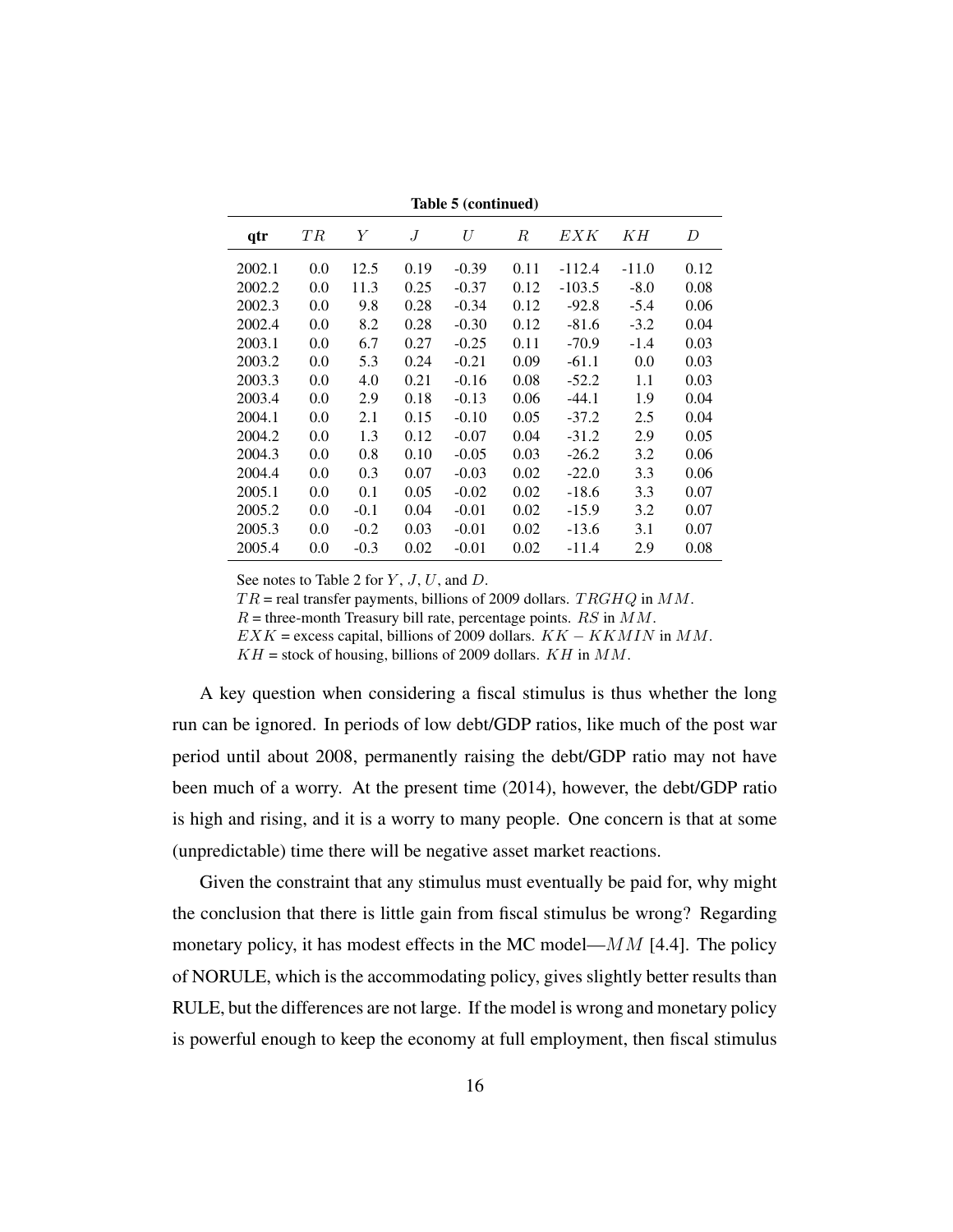**Table 5 (continued)**

| qtr | $TR$ | $Y$ | $J$ | $U$ | $R$ | $EXK$ | $KH$ | $D$ |
|---|---|---|---|---|---|---|---|---|
| 2002.1 | 0.0 | 12.5 | 0.19 | -0.39 | 0.11 | -112.4 | -11.0 | 0.12 |
| 2002.2 | 0.0 | 11.3 | 0.25 | -0.37 | 0.12 | -103.5 | -8.0 | 0.08 |
| 2002.3 | 0.0 | 9.8 | 0.28 | -0.34 | 0.12 | -92.8 | -5.4 | 0.06 |
| 2002.4 | 0.0 | 8.2 | 0.28 | -0.30 | 0.12 | -81.6 | -3.2 | 0.04 |
| 2003.1 | 0.0 | 6.7 | 0.27 | -0.25 | 0.11 | -70.9 | -1.4 | 0.03 |
| 2003.2 | 0.0 | 5.3 | 0.24 | -0.21 | 0.09 | -61.1 | 0.0 | 0.03 |
| 2003.3 | 0.0 | 4.0 | 0.21 | -0.16 | 0.08 | -52.2 | 1.1 | 0.03 |
| 2003.4 | 0.0 | 2.9 | 0.18 | -0.13 | 0.06 | -44.1 | 1.9 | 0.04 |
| 2004.1 | 0.0 | 2.1 | 0.15 | -0.10 | 0.05 | -37.2 | 2.5 | 0.04 |
| 2004.2 | 0.0 | 1.3 | 0.12 | -0.07 | 0.04 | -31.2 | 2.9 | 0.05 |
| 2004.3 | 0.0 | 0.8 | 0.10 | -0.05 | 0.03 | -26.2 | 3.2 | 0.06 |
| 2004.4 | 0.0 | 0.3 | 0.07 | -0.03 | 0.02 | -22.0 | 3.3 | 0.06 |
| 2005.1 | 0.0 | 0.1 | 0.05 | -0.02 | 0.02 | -18.6 | 3.3 | 0.07 |
| 2005.2 | 0.0 | -0.1 | 0.04 | -0.01 | 0.02 | -15.9 | 3.2 | 0.07 |
| 2005.3 | 0.0 | -0.2 | 0.03 | -0.01 | 0.02 | -13.6 | 3.1 | 0.07 |
| 2005.4 | 0.0 | -0.3 | 0.02 | -0.01 | 0.02 | -11.4 | 2.9 | 0.08 |

See notes to Table 2 for $Y$, $J$, $U$, and $D$.
$TR$ = real transfer payments, billions of 2009 dollars. $TRGHQ$ in $MM$.
$R$ = three-month Treasury bill rate, percentage points. $RS$ in $MM$.
$EXK$ = excess capital, billions of 2009 dollars. $KK - KKMIN$ in $MM$.
$KH$ = stock of housing, billions of 2009 dollars. $KH$ in $MM$.

A key question when considering a fiscal stimulus is thus whether the long run can be ignored. In periods of low debt/GDP ratios, like much of the post war period until about 2008, permanently raising the debt/GDP ratio may not have been much of a worry. At the present time (2014), however, the debt/GDP ratio is high and rising, and it is a worry to many people. One concern is that at some (unpredictable) time there will be negative asset market reactions.

Given the constraint that any stimulus must eventually be paid for, why might the conclusion that there is little gain from fiscal stimulus be wrong? Regarding monetary policy, it has modest effects in the MC model—$MM$ [4.4]. The policy of NORULE, which is the accommodating policy, gives slightly better results than RULE, but the differences are not large. If the model is wrong and monetary policy is powerful enough to keep the economy at full employment, then fiscal stimulus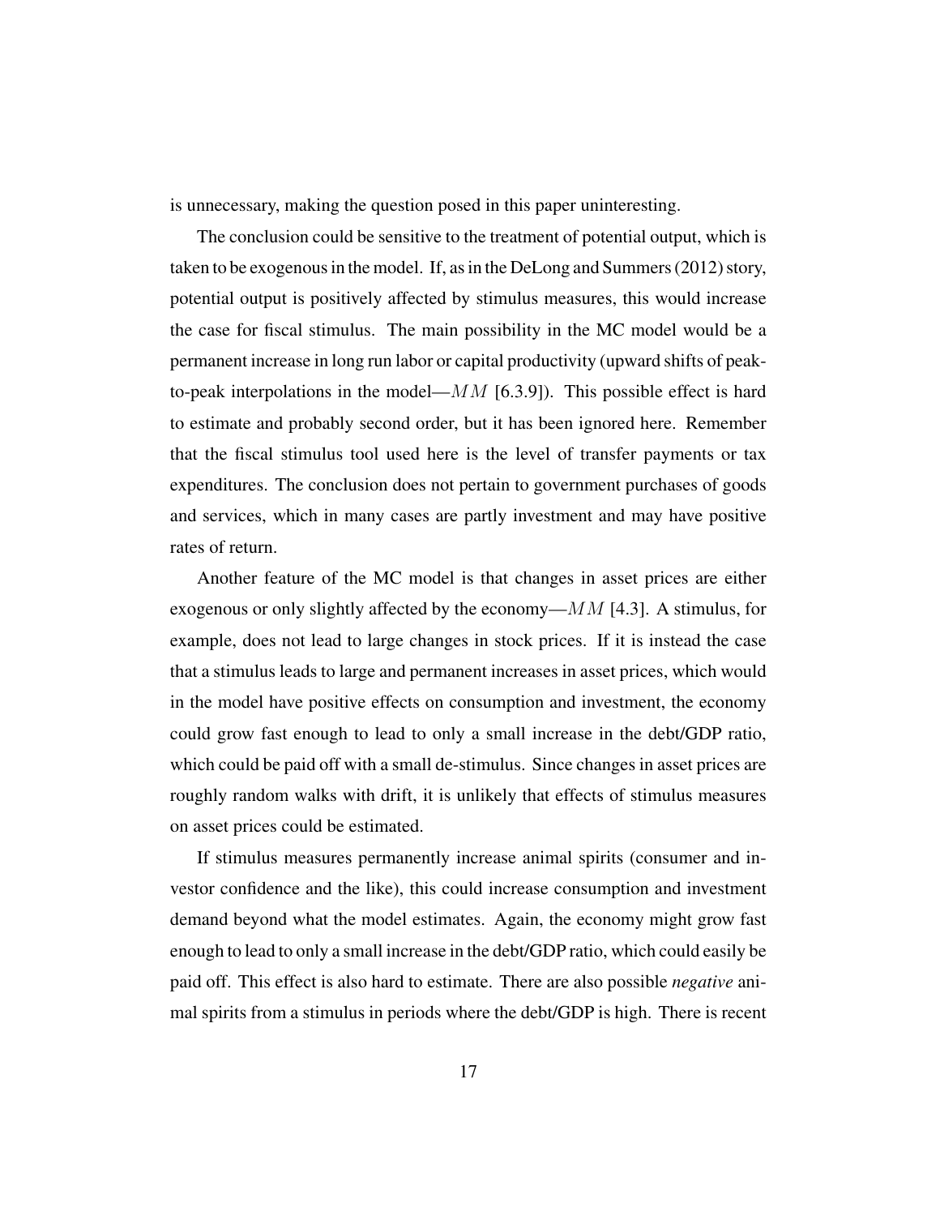is unnecessary, making the question posed in this paper uninteresting.

The conclusion could be sensitive to the treatment of potential output, which is taken to be exogenous in the model. If, as in the DeLong and Summers (2012) story, potential output is positively affected by stimulus measures, this would increase the case for fiscal stimulus. The main possibility in the MC model would be a permanent increase in long run labor or capital productivity (upward shifts of peak-to-peak interpolations in the model—$MM$ [6.3.9]). This possible effect is hard to estimate and probably second order, but it has been ignored here. Remember that the fiscal stimulus tool used here is the level of transfer payments or tax expenditures. The conclusion does not pertain to government purchases of goods and services, which in many cases are partly investment and may have positive rates of return.

Another feature of the MC model is that changes in asset prices are either exogenous or only slightly affected by the economy—$MM$ [4.3]. A stimulus, for example, does not lead to large changes in stock prices. If it is instead the case that a stimulus leads to large and permanent increases in asset prices, which would in the model have positive effects on consumption and investment, the economy could grow fast enough to lead to only a small increase in the debt/GDP ratio, which could be paid off with a small de-stimulus. Since changes in asset prices are roughly random walks with drift, it is unlikely that effects of stimulus measures on asset prices could be estimated.

If stimulus measures permanently increase animal spirits (consumer and investor confidence and the like), this could increase consumption and investment demand beyond what the model estimates. Again, the economy might grow fast enough to lead to only a small increase in the debt/GDP ratio, which could easily be paid off. This effect is also hard to estimate. There are also possible *negative* animal spirits from a stimulus in periods where the debt/GDP is high. There is recent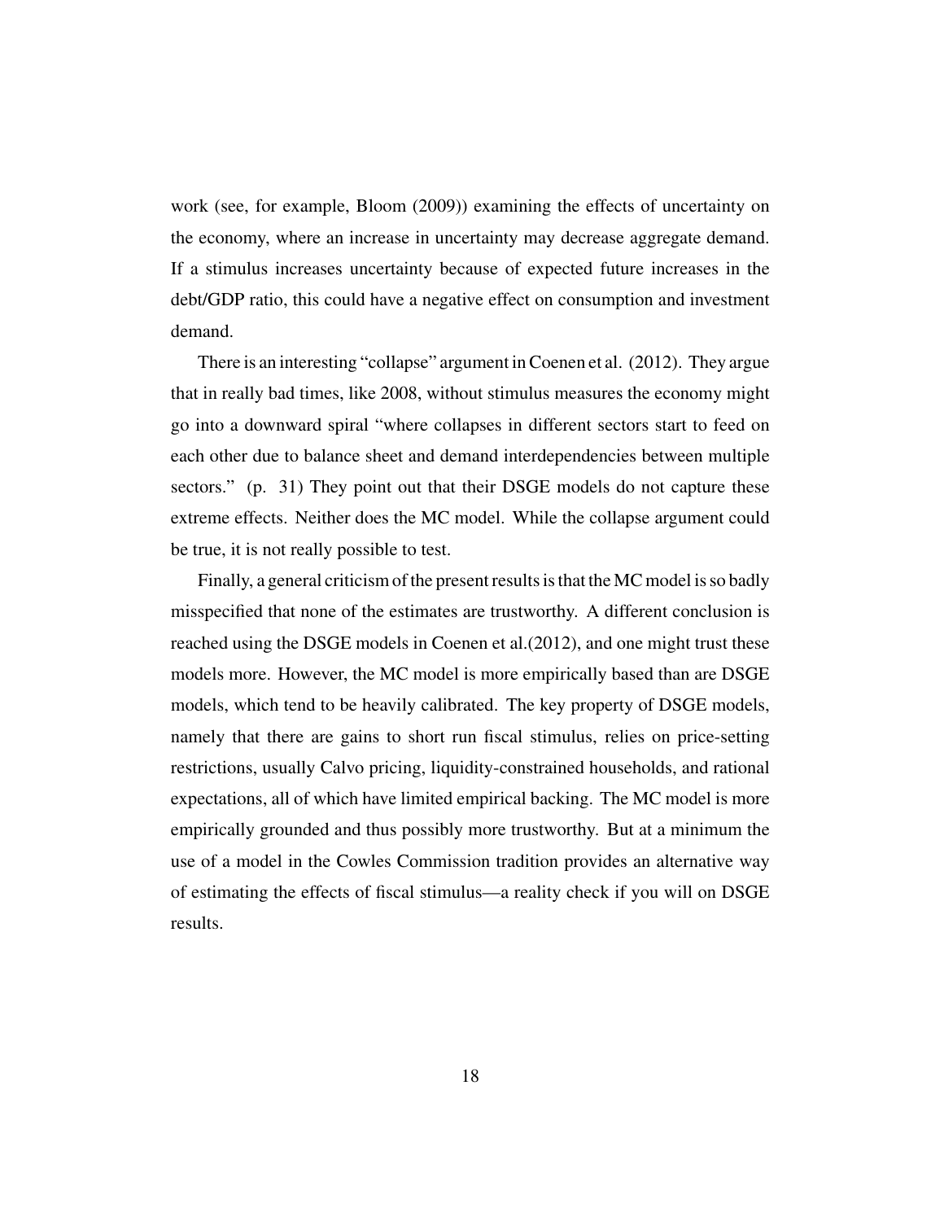work (see, for example, Bloom (2009)) examining the effects of uncertainty on the economy, where an increase in uncertainty may decrease aggregate demand. If a stimulus increases uncertainty because of expected future increases in the debt/GDP ratio, this could have a negative effect on consumption and investment demand.

There is an interesting "collapse" argument in Coenen et al. (2012). They argue that in really bad times, like 2008, without stimulus measures the economy might go into a downward spiral "where collapses in different sectors start to feed on each other due to balance sheet and demand interdependencies between multiple sectors." (p. 31) They point out that their DSGE models do not capture these extreme effects. Neither does the MC model. While the collapse argument could be true, it is not really possible to test.

Finally, a general criticism of the present results is that the MC model is so badly misspecified that none of the estimates are trustworthy. A different conclusion is reached using the DSGE models in Coenen et al.(2012), and one might trust these models more. However, the MC model is more empirically based than are DSGE models, which tend to be heavily calibrated. The key property of DSGE models, namely that there are gains to short run fiscal stimulus, relies on price-setting restrictions, usually Calvo pricing, liquidity-constrained households, and rational expectations, all of which have limited empirical backing. The MC model is more empirically grounded and thus possibly more trustworthy. But at a minimum the use of a model in the Cowles Commission tradition provides an alternative way of estimating the effects of fiscal stimulus—a reality check if you will on DSGE results.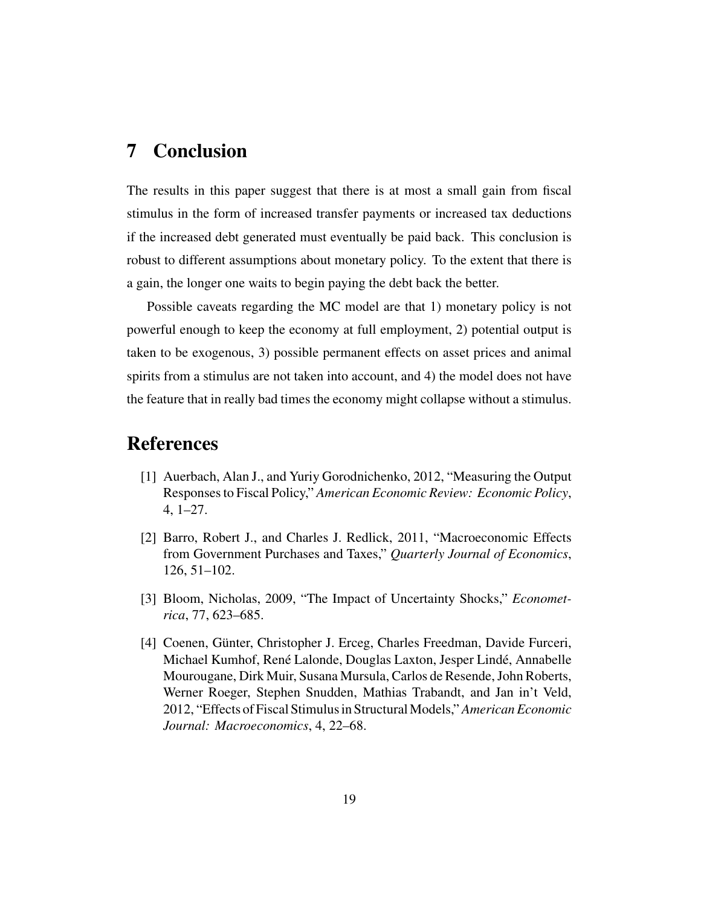## 7 Conclusion

The results in this paper suggest that there is at most a small gain from fiscal stimulus in the form of increased transfer payments or increased tax deductions if the increased debt generated must eventually be paid back. This conclusion is robust to different assumptions about monetary policy. To the extent that there is a gain, the longer one waits to begin paying the debt back the better.

Possible caveats regarding the MC model are that 1) monetary policy is not powerful enough to keep the economy at full employment, 2) potential output is taken to be exogenous, 3) possible permanent effects on asset prices and animal spirits from a stimulus are not taken into account, and 4) the model does not have the feature that in really bad times the economy might collapse without a stimulus.

## References

[1] Auerbach, Alan J., and Yuriy Gorodnichenko, 2012, "Measuring the Output Responses to Fiscal Policy," *American Economic Review: Economic Policy*, 4, 1–27.

[2] Barro, Robert J., and Charles J. Redlick, 2011, "Macroeconomic Effects from Government Purchases and Taxes," *Quarterly Journal of Economics*, 126, 51–102.

[3] Bloom, Nicholas, 2009, "The Impact of Uncertainty Shocks," *Econometrica*, 77, 623–685.

[4] Coenen, Günter, Christopher J. Erceg, Charles Freedman, Davide Furceri, Michael Kumhof, René Lalonde, Douglas Laxton, Jesper Lindé, Annabelle Mourougane, Dirk Muir, Susana Mursula, Carlos de Resende, John Roberts, Werner Roeger, Stephen Snudden, Mathias Trabandt, and Jan in't Veld, 2012, "Effects of Fiscal Stimulus in Structural Models," *American Economic Journal: Macroeconomics*, 4, 22–68.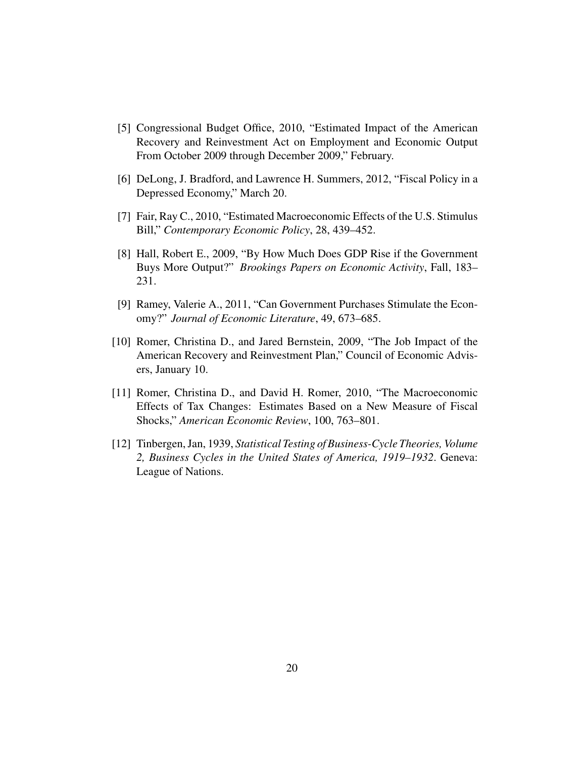[5] Congressional Budget Office, 2010, "Estimated Impact of the American Recovery and Reinvestment Act on Employment and Economic Output From October 2009 through December 2009," February.

[6] DeLong, J. Bradford, and Lawrence H. Summers, 2012, "Fiscal Policy in a Depressed Economy," March 20.

[7] Fair, Ray C., 2010, "Estimated Macroeconomic Effects of the U.S. Stimulus Bill," *Contemporary Economic Policy*, 28, 439–452.

[8] Hall, Robert E., 2009, "By How Much Does GDP Rise if the Government Buys More Output?" *Brookings Papers on Economic Activity*, Fall, 183–231.

[9] Ramey, Valerie A., 2011, "Can Government Purchases Stimulate the Economy?" *Journal of Economic Literature*, 49, 673–685.

[10] Romer, Christina D., and Jared Bernstein, 2009, "The Job Impact of the American Recovery and Reinvestment Plan," Council of Economic Advisers, January 10.

[11] Romer, Christina D., and David H. Romer, 2010, "The Macroeconomic Effects of Tax Changes: Estimates Based on a New Measure of Fiscal Shocks," *American Economic Review*, 100, 763–801.

[12] Tinbergen, Jan, 1939, *Statistical Testing of Business-Cycle Theories, Volume 2, Business Cycles in the United States of America, 1919–1932*. Geneva: League of Nations.